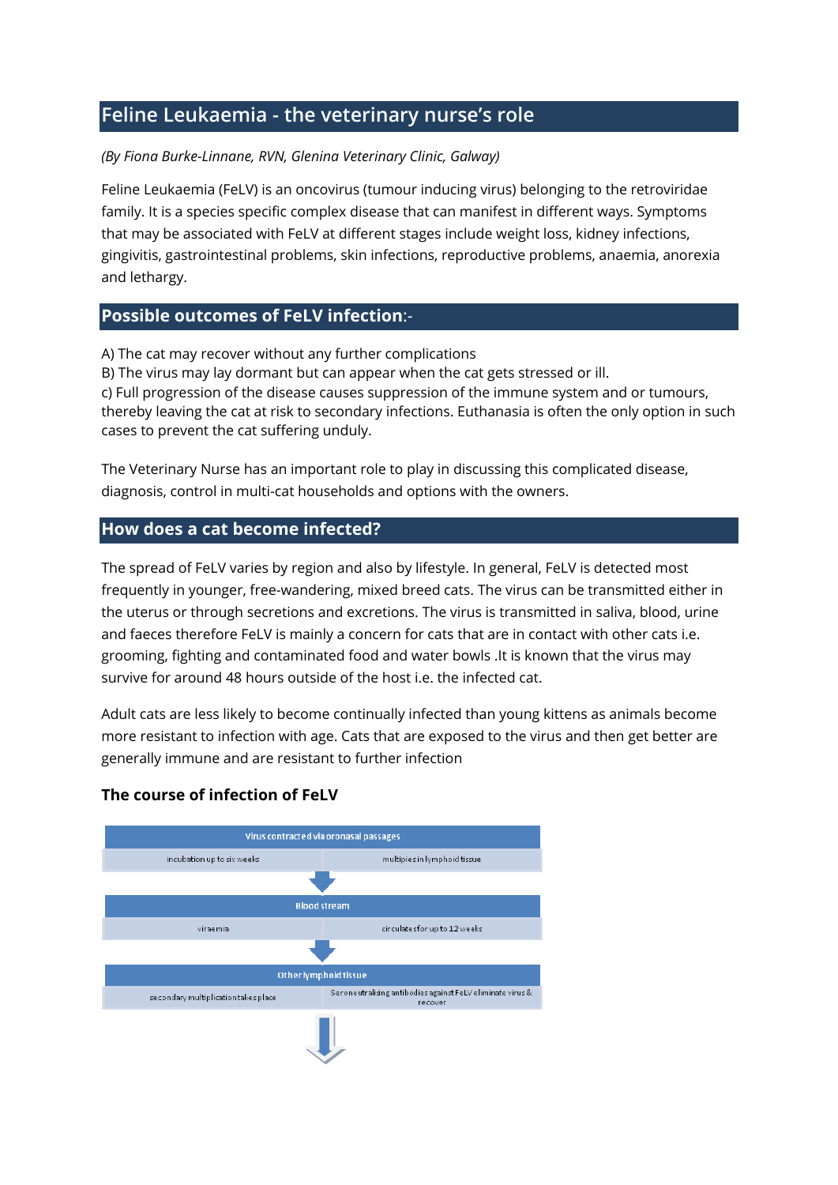# Feline Leukaemia - the veterinary nurse's role

*(By Fiona Burke-Linnane, RVN, Glenina Veterinary Clinic, Galway)*

Feline Leukaemia (FeLV) is an oncovirus (tumour inducing virus) belonging to the retroviridae family. It is a species specific complex disease that can manifest in different ways. Symptoms that may be associated with FeLV at different stages include weight loss, kidney infections, gingivitis, gastrointestinal problems, skin infections, reproductive problems, anaemia, anorexia and lethargy.

## Possible outcomes of FeLV infection:-

A) The cat may recover without any further complications
B) The virus may lay dormant but can appear when the cat gets stressed or ill.
c) Full progression of the disease causes suppression of the immune system and or tumours, thereby leaving the cat at risk to secondary infections. Euthanasia is often the only option in such cases to prevent the cat suffering unduly.

The Veterinary Nurse has an important role to play in discussing this complicated disease, diagnosis, control in multi-cat households and options with the owners.

## How does a cat become infected?

The spread of FeLV varies by region and also by lifestyle. In general, FeLV is detected most frequently in younger, free-wandering, mixed breed cats. The virus can be transmitted either in the uterus or through secretions and excretions. The virus is transmitted in saliva, blood, urine and faeces therefore FeLV is mainly a concern for cats that are in contact with other cats i.e. grooming, fighting and contaminated food and water bowls .It is known that the virus may survive for around 48 hours outside of the host i.e. the infected cat.

Adult cats are less likely to become continually infected than young kittens as animals become more resistant to infection with age. Cats that are exposed to the virus and then get better are generally immune and are resistant to further infection

### The course of infection of FeLV

| Virus contracted via oronasal passages | |
|---|---|
| incubation up to six weeks | multipies in lymphoid tissue |

↓

| Blood stream | |
|---|---|
| viraemia | circulates for up to 12 weeks |

↓

| Other lymphoid tissue | |
|---|---|
| secondary multiplication takes place | Seroneutralising antibodies against FeLV eliminate virus & recover |

↓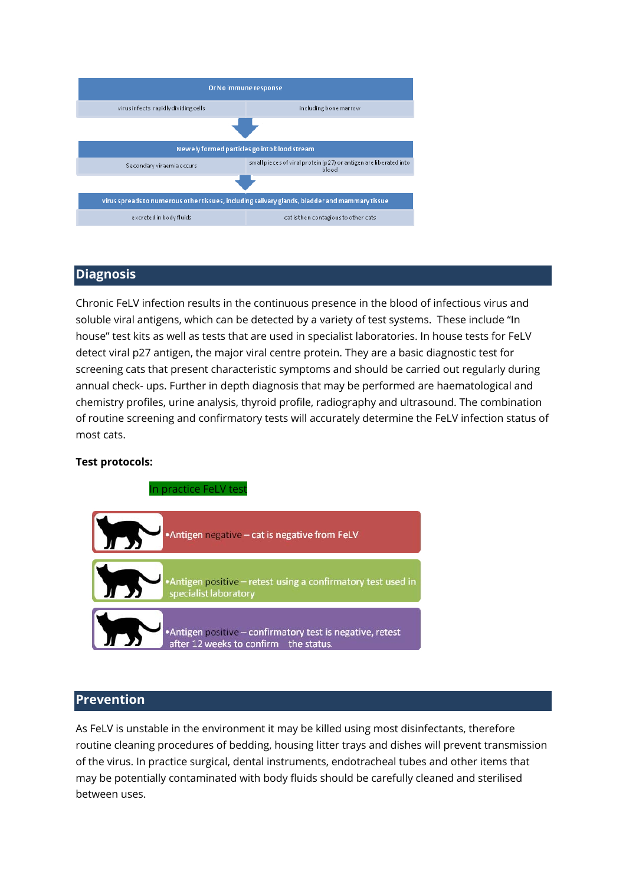| Or No immune response | |
| --- | --- |
| virus infects rapidly dividing cells | including bone marrow |

| Newely formed particles go into blood stream | |
| --- | --- |
| Secondary viraemia occurs | small pieces of viral protein (p27) or antigen are liberated into blood |

| virus spreads to numerous other tissues, including salivary glands, bladder and mammary tissue | |
| --- | --- |
| excreted in body fluids | cat is then contagious to other cats |

## Diagnosis

Chronic FeLV infection results in the continuous presence in the blood of infectious virus and soluble viral antigens, which can be detected by a variety of test systems. These include "In house" test kits as well as tests that are used in specialist laboratories. In house tests for FeLV detect viral p27 antigen, the major viral centre protein. They are a basic diagnostic test for screening cats that present characteristic symptoms and should be carried out regularly during annual check- ups. Further in depth diagnosis that may be performed are haematological and chemistry profiles, urine analysis, thyroid profile, radiography and ultrasound. The combination of routine screening and confirmatory tests will accurately determine the FeLV infection status of most cats.

**Test protocols:**

In practice FeLV test

- Antigen negative – cat is negative from FeLV
- Antigen positive – retest using a confirmatory test used in specialist laboratory
- Antigen positive – confirmatory test is negative, retest after 12 weeks to confirm the status.

## Prevention

As FeLV is unstable in the environment it may be killed using most disinfectants, therefore routine cleaning procedures of bedding, housing litter trays and dishes will prevent transmission of the virus. In practice surgical, dental instruments, endotracheal tubes and other items that may be potentially contaminated with body fluids should be carefully cleaned and sterilised between uses.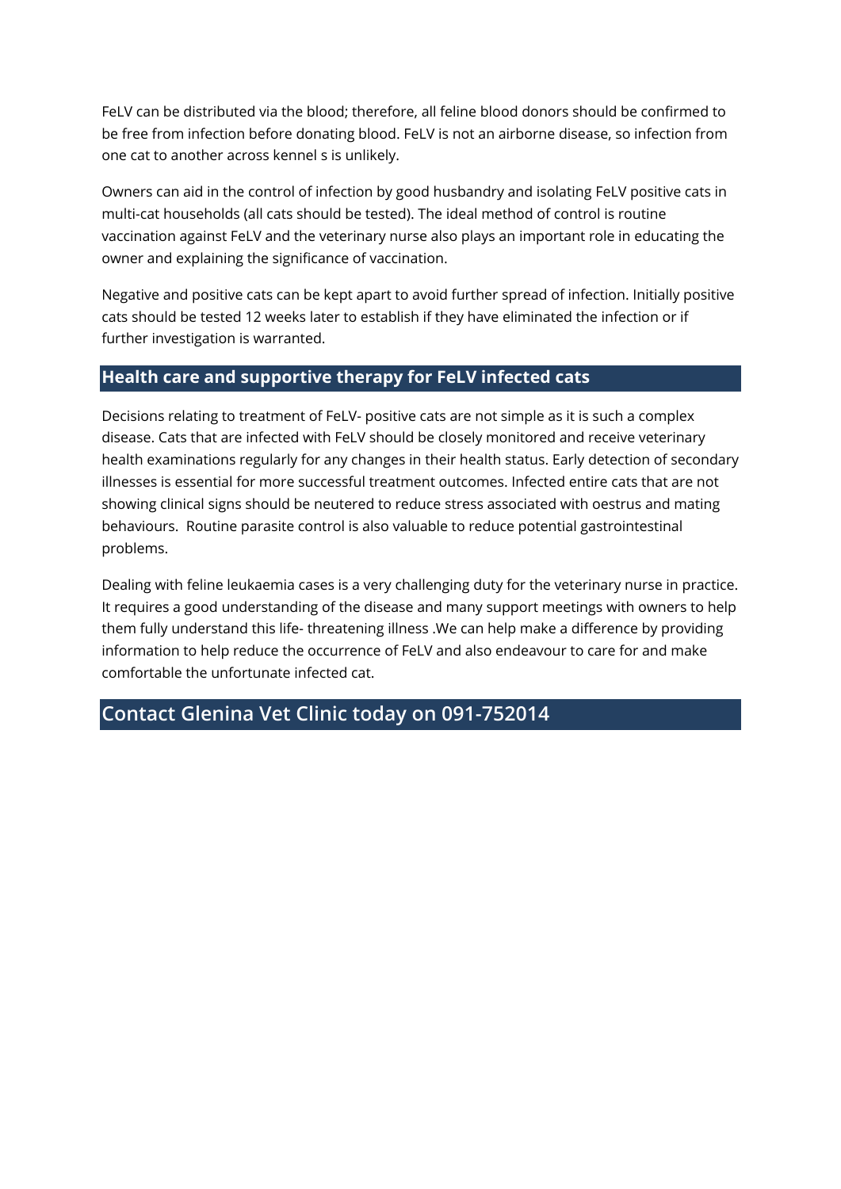FeLV can be distributed via the blood; therefore, all feline blood donors should be confirmed to be free from infection before donating blood. FeLV is not an airborne disease, so infection from one cat to another across kennel s is unlikely.

Owners can aid in the control of infection by good husbandry and isolating FeLV positive cats in multi-cat households (all cats should be tested). The ideal method of control is routine vaccination against FeLV and the veterinary nurse also plays an important role in educating the owner and explaining the significance of vaccination.

Negative and positive cats can be kept apart to avoid further spread of infection. Initially positive cats should be tested 12 weeks later to establish if they have eliminated the infection or if further investigation is warranted.

## Health care and supportive therapy for FeLV infected cats

Decisions relating to treatment of FeLV- positive cats are not simple as it is such a complex disease. Cats that are infected with FeLV should be closely monitored and receive veterinary health examinations regularly for any changes in their health status. Early detection of secondary illnesses is essential for more successful treatment outcomes. Infected entire cats that are not showing clinical signs should be neutered to reduce stress associated with oestrus and mating behaviours. Routine parasite control is also valuable to reduce potential gastrointestinal problems.

Dealing with feline leukaemia cases is a very challenging duty for the veterinary nurse in practice. It requires a good understanding of the disease and many support meetings with owners to help them fully understand this life- threatening illness .We can help make a difference by providing information to help reduce the occurrence of FeLV and also endeavour to care for and make comfortable the unfortunate infected cat.

## Contact Glenina Vet Clinic today on 091-752014